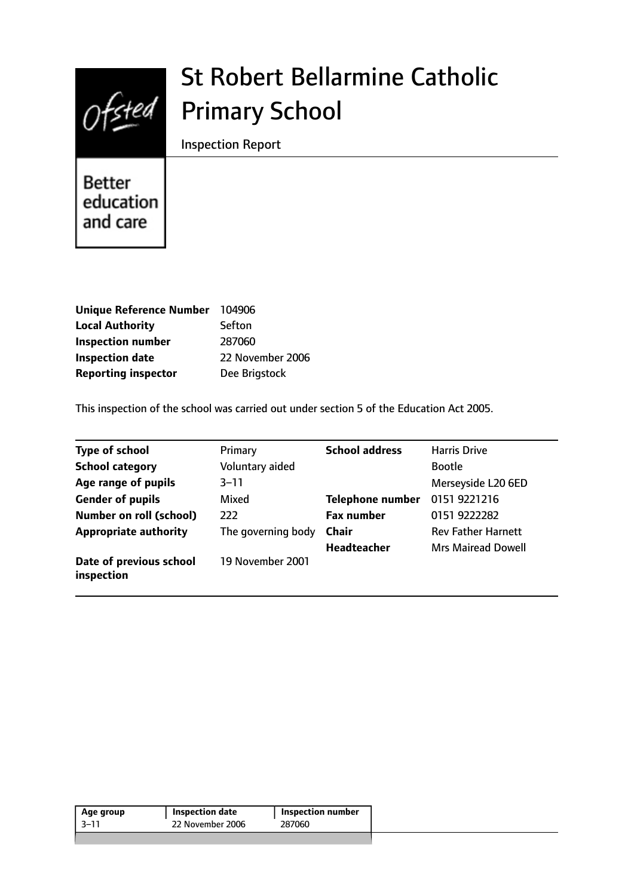# St Robert Bellarmine Catholic Primary School

Inspection Report

Better education and care

| | |
|---|---|
| **Unique Reference Number** | 104906 |
| **Local Authority** | Sefton |
| **Inspection number** | 287060 |
| **Inspection date** | 22 November 2006 |
| **Reporting inspector** | Dee Brigstock |

This inspection of the school was carried out under section 5 of the Education Act 2005.

| | | | |
|---|---|---|---|
| **Type of school** | Primary | **School address** | Harris Drive |
| **School category** | Voluntary aided | | Bootle |
| **Age range of pupils** | 3–11 | | Merseyside L20 6ED |
| **Gender of pupils** | Mixed | **Telephone number** | 0151 9221216 |
| **Number on roll (school)** | 222 | **Fax number** | 0151 9222282 |
| **Appropriate authority** | The governing body | **Chair** | Rev Father Harnett |
| | | **Headteacher** | Mrs Mairead Dowell |
| **Date of previous school inspection** | 19 November 2001 | | |

| Age group | Inspection date | Inspection number |
|---|---|---|
| 3–11 | 22 November 2006 | 287060 |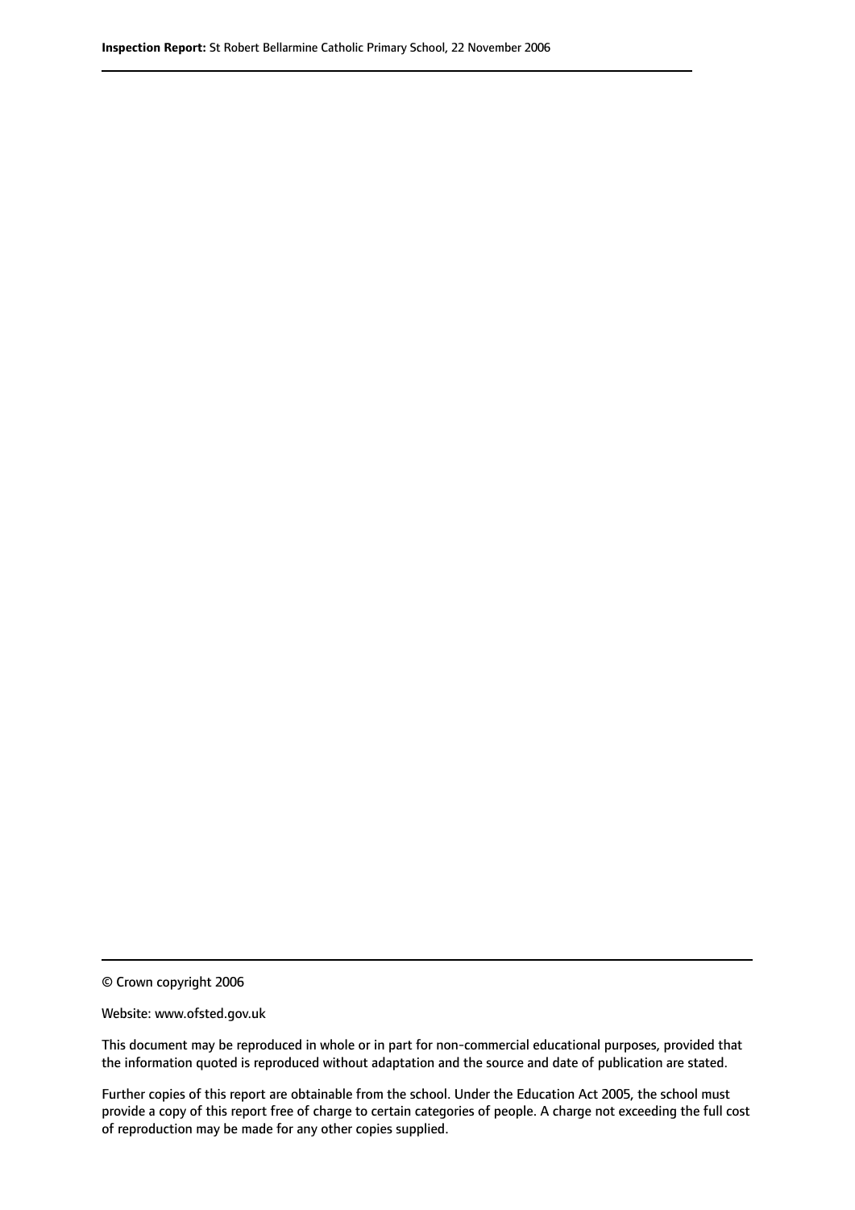© Crown copyright 2006

Website: www.ofsted.gov.uk

This document may be reproduced in whole or in part for non-commercial educational purposes, provided that the information quoted is reproduced without adaptation and the source and date of publication are stated.

Further copies of this report are obtainable from the school. Under the Education Act 2005, the school must provide a copy of this report free of charge to certain categories of people. A charge not exceeding the full cost of reproduction may be made for any other copies supplied.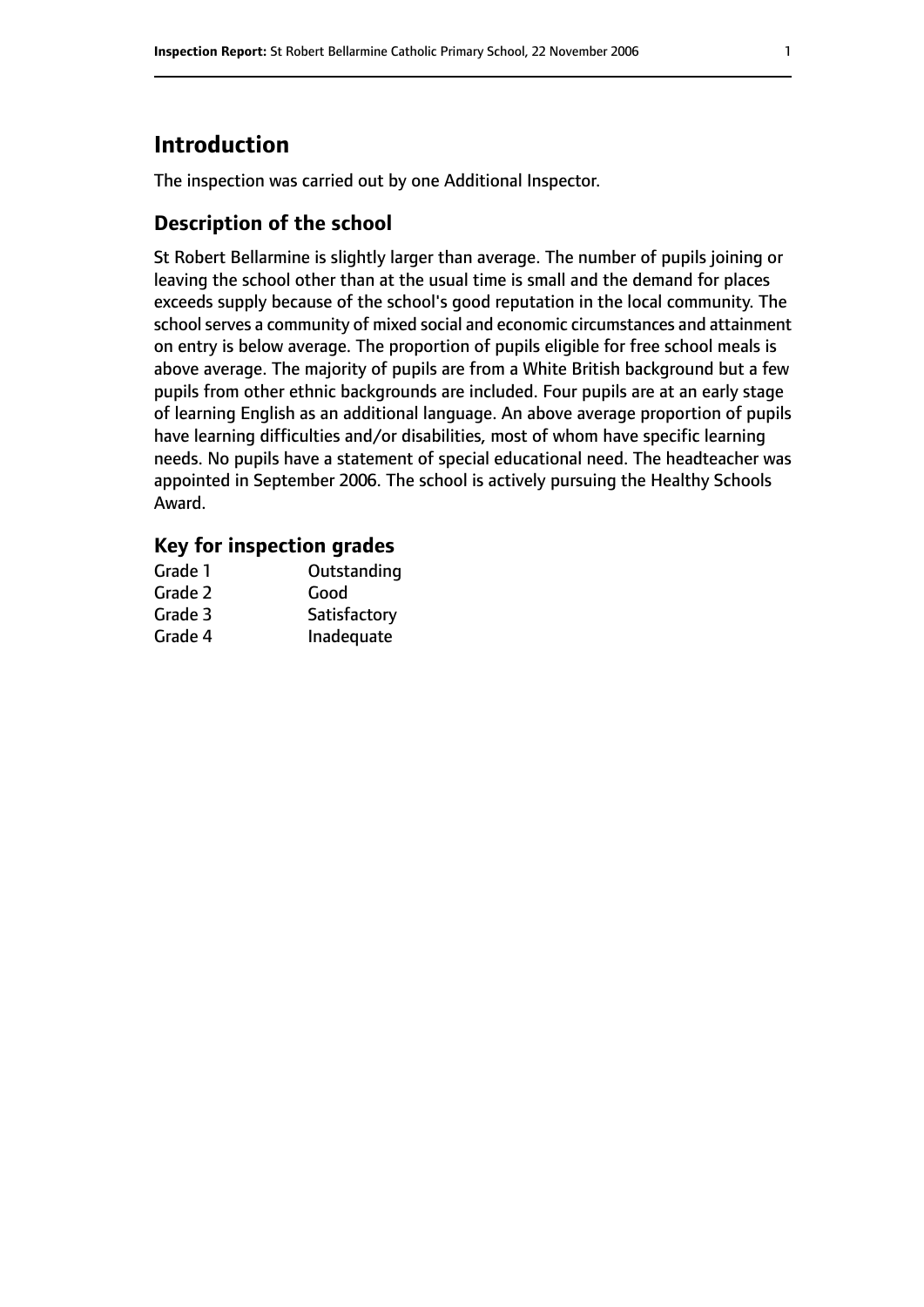## Introduction

The inspection was carried out by one Additional Inspector.

### Description of the school

St Robert Bellarmine is slightly larger than average. The number of pupils joining or leaving the school other than at the usual time is small and the demand for places exceeds supply because of the school's good reputation in the local community. The school serves a community of mixed social and economic circumstances and attainment on entry is below average. The proportion of pupils eligible for free school meals is above average. The majority of pupils are from a White British background but a few pupils from other ethnic backgrounds are included. Four pupils are at an early stage of learning English as an additional language. An above average proportion of pupils have learning difficulties and/or disabilities, most of whom have specific learning needs. No pupils have a statement of special educational need. The headteacher was appointed in September 2006. The school is actively pursuing the Healthy Schools Award.

### Key for inspection grades

| | |
|---|---|
| Grade 1 | Outstanding |
| Grade 2 | Good |
| Grade 3 | Satisfactory |
| Grade 4 | Inadequate |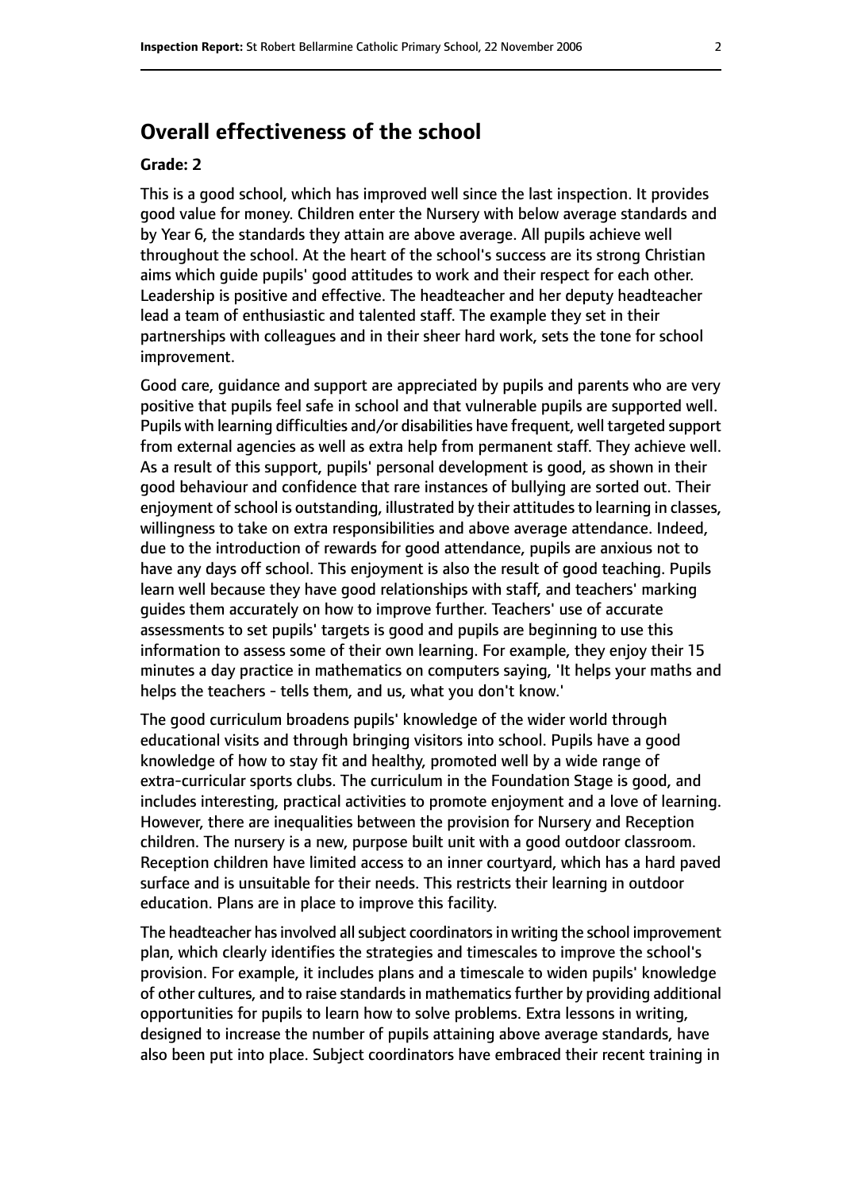## Overall effectiveness of the school

**Grade: 2**

This is a good school, which has improved well since the last inspection. It provides good value for money. Children enter the Nursery with below average standards and by Year 6, the standards they attain are above average. All pupils achieve well throughout the school. At the heart of the school's success are its strong Christian aims which guide pupils' good attitudes to work and their respect for each other. Leadership is positive and effective. The headteacher and her deputy headteacher lead a team of enthusiastic and talented staff. The example they set in their partnerships with colleagues and in their sheer hard work, sets the tone for school improvement.

Good care, guidance and support are appreciated by pupils and parents who are very positive that pupils feel safe in school and that vulnerable pupils are supported well. Pupils with learning difficulties and/or disabilities have frequent, well targeted support from external agencies as well as extra help from permanent staff. They achieve well. As a result of this support, pupils' personal development is good, as shown in their good behaviour and confidence that rare instances of bullying are sorted out. Their enjoyment of school is outstanding, illustrated by their attitudes to learning in classes, willingness to take on extra responsibilities and above average attendance. Indeed, due to the introduction of rewards for good attendance, pupils are anxious not to have any days off school. This enjoyment is also the result of good teaching. Pupils learn well because they have good relationships with staff, and teachers' marking guides them accurately on how to improve further. Teachers' use of accurate assessments to set pupils' targets is good and pupils are beginning to use this information to assess some of their own learning. For example, they enjoy their 15 minutes a day practice in mathematics on computers saying, 'It helps your maths and helps the teachers - tells them, and us, what you don't know.'

The good curriculum broadens pupils' knowledge of the wider world through educational visits and through bringing visitors into school. Pupils have a good knowledge of how to stay fit and healthy, promoted well by a wide range of extra-curricular sports clubs. The curriculum in the Foundation Stage is good, and includes interesting, practical activities to promote enjoyment and a love of learning. However, there are inequalities between the provision for Nursery and Reception children. The nursery is a new, purpose built unit with a good outdoor classroom. Reception children have limited access to an inner courtyard, which has a hard paved surface and is unsuitable for their needs. This restricts their learning in outdoor education. Plans are in place to improve this facility.

The headteacher has involved all subject coordinators in writing the school improvement plan, which clearly identifies the strategies and timescales to improve the school's provision. For example, it includes plans and a timescale to widen pupils' knowledge of other cultures, and to raise standards in mathematics further by providing additional opportunities for pupils to learn how to solve problems. Extra lessons in writing, designed to increase the number of pupils attaining above average standards, have also been put into place. Subject coordinators have embraced their recent training in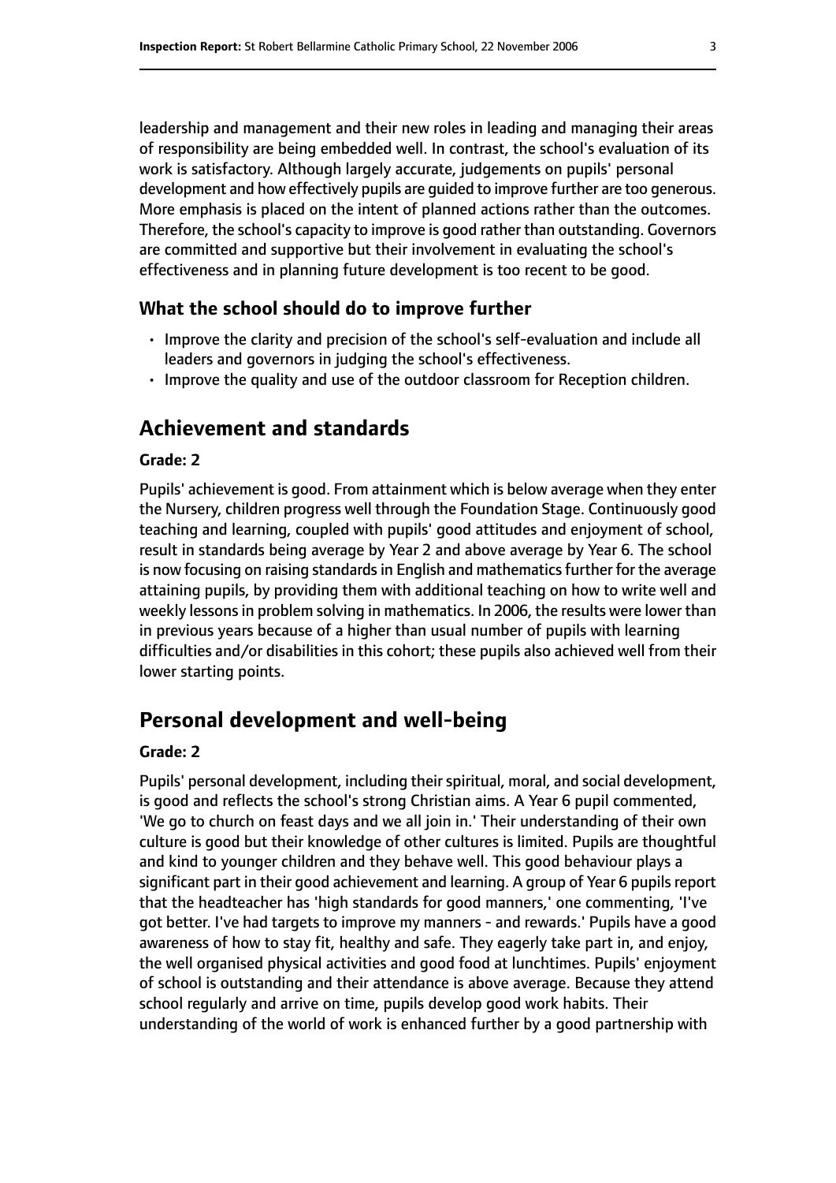leadership and management and their new roles in leading and managing their areas of responsibility are being embedded well. In contrast, the school's evaluation of its work is satisfactory. Although largely accurate, judgements on pupils' personal development and how effectively pupils are guided to improve further are too generous. More emphasis is placed on the intent of planned actions rather than the outcomes. Therefore, the school's capacity to improve is good rather than outstanding. Governors are committed and supportive but their involvement in evaluating the school's effectiveness and in planning future development is too recent to be good.

### What the school should do to improve further

- Improve the clarity and precision of the school's self-evaluation and include all leaders and governors in judging the school's effectiveness.
- Improve the quality and use of the outdoor classroom for Reception children.

## Achievement and standards

#### Grade: 2

Pupils' achievement is good. From attainment which is below average when they enter the Nursery, children progress well through the Foundation Stage. Continuously good teaching and learning, coupled with pupils' good attitudes and enjoyment of school, result in standards being average by Year 2 and above average by Year 6. The school is now focusing on raising standards in English and mathematics further for the average attaining pupils, by providing them with additional teaching on how to write well and weekly lessons in problem solving in mathematics. In 2006, the results were lower than in previous years because of a higher than usual number of pupils with learning difficulties and/or disabilities in this cohort; these pupils also achieved well from their lower starting points.

## Personal development and well-being

#### Grade: 2

Pupils' personal development, including their spiritual, moral, and social development, is good and reflects the school's strong Christian aims. A Year 6 pupil commented, 'We go to church on feast days and we all join in.' Their understanding of their own culture is good but their knowledge of other cultures is limited. Pupils are thoughtful and kind to younger children and they behave well. This good behaviour plays a significant part in their good achievement and learning. A group of Year 6 pupils report that the headteacher has 'high standards for good manners,' one commenting, 'I've got better. I've had targets to improve my manners - and rewards.' Pupils have a good awareness of how to stay fit, healthy and safe. They eagerly take part in, and enjoy, the well organised physical activities and good food at lunchtimes. Pupils' enjoyment of school is outstanding and their attendance is above average. Because they attend school regularly and arrive on time, pupils develop good work habits. Their understanding of the world of work is enhanced further by a good partnership with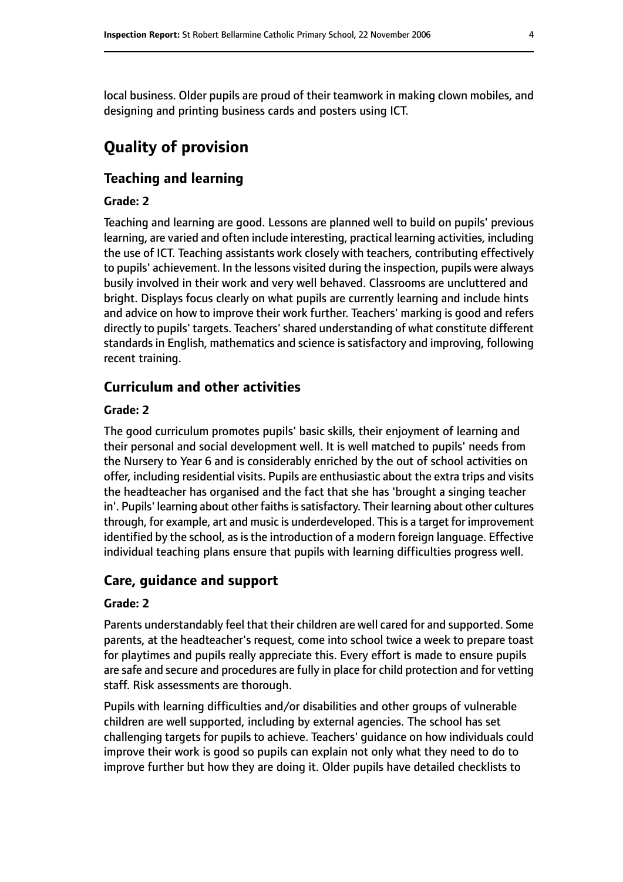local business. Older pupils are proud of their teamwork in making clown mobiles, and designing and printing business cards and posters using ICT.

# Quality of provision

## Teaching and learning

### Grade: 2

Teaching and learning are good. Lessons are planned well to build on pupils' previous learning, are varied and often include interesting, practical learning activities, including the use of ICT. Teaching assistants work closely with teachers, contributing effectively to pupils' achievement. In the lessons visited during the inspection, pupils were always busily involved in their work and very well behaved. Classrooms are uncluttered and bright. Displays focus clearly on what pupils are currently learning and include hints and advice on how to improve their work further. Teachers' marking is good and refers directly to pupils' targets. Teachers' shared understanding of what constitute different standards in English, mathematics and science is satisfactory and improving, following recent training.

## Curriculum and other activities

### Grade: 2

The good curriculum promotes pupils' basic skills, their enjoyment of learning and their personal and social development well. It is well matched to pupils' needs from the Nursery to Year 6 and is considerably enriched by the out of school activities on offer, including residential visits. Pupils are enthusiastic about the extra trips and visits the headteacher has organised and the fact that she has 'brought a singing teacher in'. Pupils' learning about other faiths is satisfactory. Their learning about other cultures through, for example, art and music is underdeveloped. This is a target for improvement identified by the school, as is the introduction of a modern foreign language. Effective individual teaching plans ensure that pupils with learning difficulties progress well.

## Care, guidance and support

### Grade: 2

Parents understandably feel that their children are well cared for and supported. Some parents, at the headteacher's request, come into school twice a week to prepare toast for playtimes and pupils really appreciate this. Every effort is made to ensure pupils are safe and secure and procedures are fully in place for child protection and for vetting staff. Risk assessments are thorough.

Pupils with learning difficulties and/or disabilities and other groups of vulnerable children are well supported, including by external agencies. The school has set challenging targets for pupils to achieve. Teachers' guidance on how individuals could improve their work is good so pupils can explain not only what they need to do to improve further but how they are doing it. Older pupils have detailed checklists to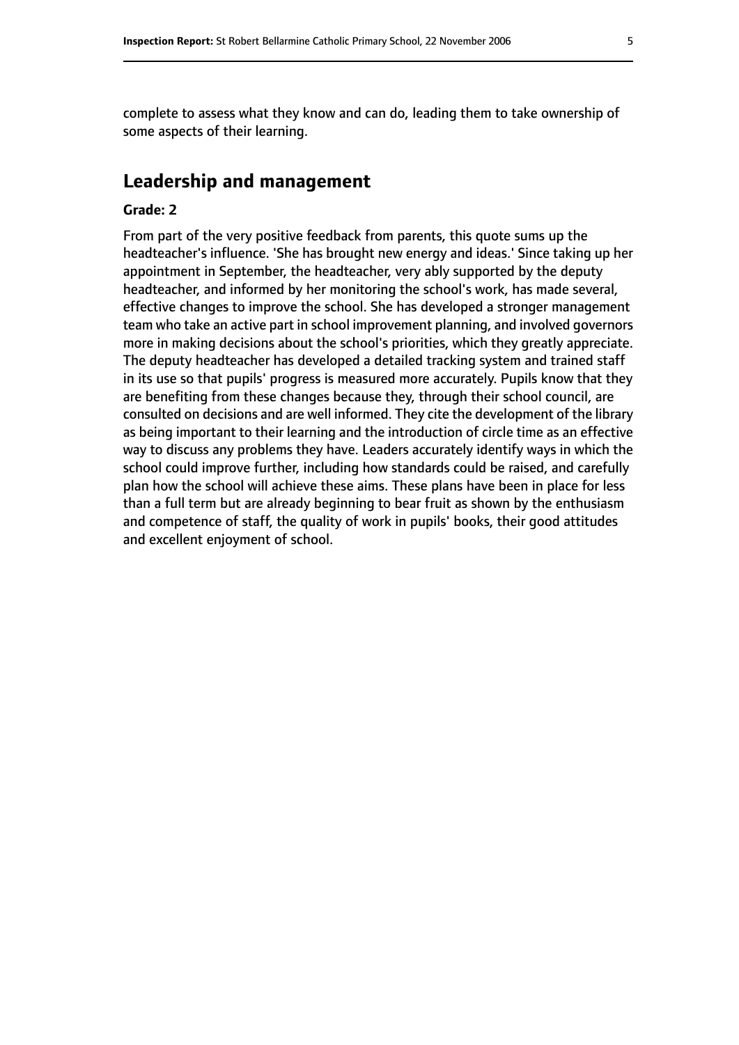complete to assess what they know and can do, leading them to take ownership of some aspects of their learning.

## Leadership and management

**Grade: 2**

From part of the very positive feedback from parents, this quote sums up the headteacher's influence. 'She has brought new energy and ideas.' Since taking up her appointment in September, the headteacher, very ably supported by the deputy headteacher, and informed by her monitoring the school's work, has made several, effective changes to improve the school. She has developed a stronger management team who take an active part in school improvement planning, and involved governors more in making decisions about the school's priorities, which they greatly appreciate. The deputy headteacher has developed a detailed tracking system and trained staff in its use so that pupils' progress is measured more accurately. Pupils know that they are benefiting from these changes because they, through their school council, are consulted on decisions and are well informed. They cite the development of the library as being important to their learning and the introduction of circle time as an effective way to discuss any problems they have. Leaders accurately identify ways in which the school could improve further, including how standards could be raised, and carefully plan how the school will achieve these aims. These plans have been in place for less than a full term but are already beginning to bear fruit as shown by the enthusiasm and competence of staff, the quality of work in pupils' books, their good attitudes and excellent enjoyment of school.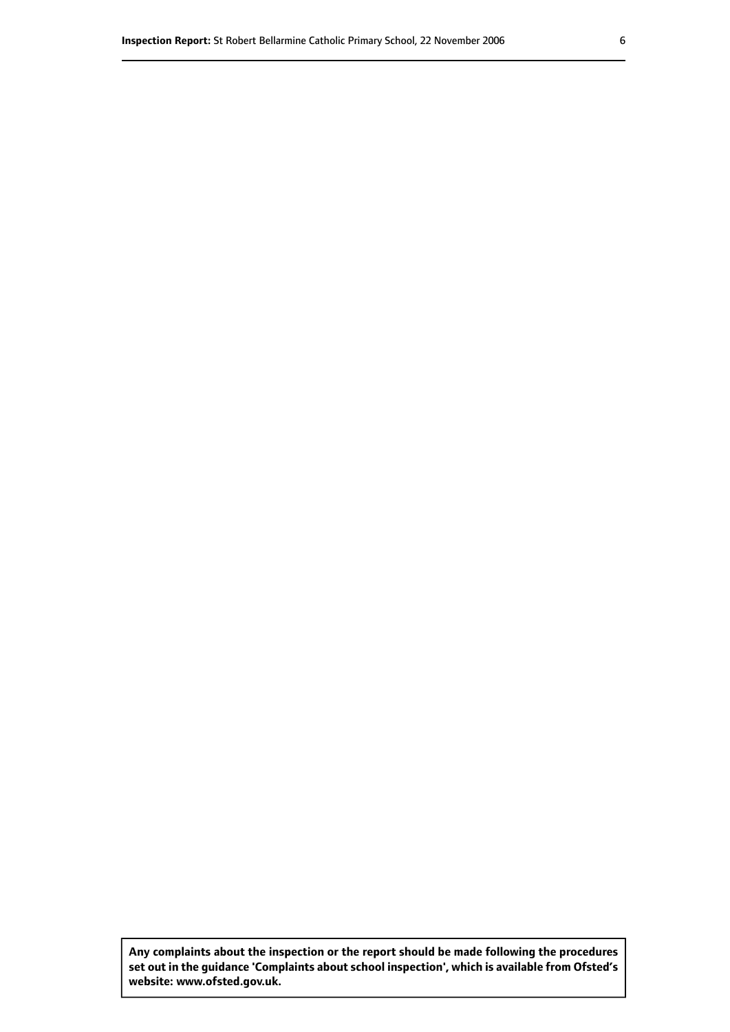**Any complaints about the inspection or the report should be made following the procedures set out in the guidance 'Complaints about school inspection', which is available from Ofsted's website: www.ofsted.gov.uk.**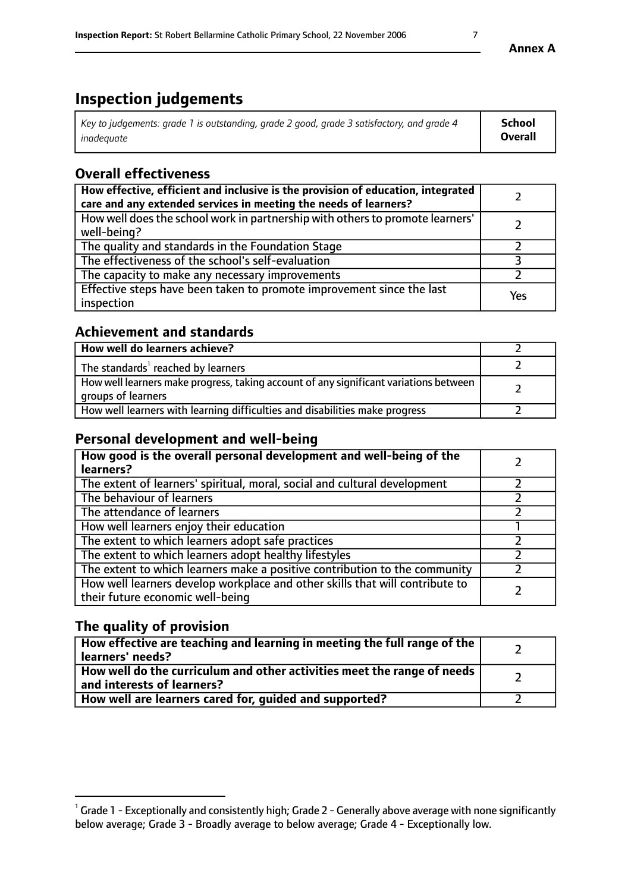# Inspection judgements

| *Key to judgements: grade 1 is outstanding, grade 2 good, grade 3 satisfactory, and grade 4 inadequate* | **School Overall** |
|---|---|

## Overall effectiveness

| | |
|---|---|
| **How effective, efficient and inclusive is the provision of education, integrated care and any extended services in meeting the needs of learners?** | 2 |
| How well does the school work in partnership with others to promote learners' well-being? | 2 |
| The quality and standards in the Foundation Stage | 2 |
| The effectiveness of the school's self-evaluation | 3 |
| The capacity to make any necessary improvements | 2 |
| Effective steps have been taken to promote improvement since the last inspection | Yes |

## Achievement and standards

| | |
|---|---|
| **How well do learners achieve?** | 2 |
| The standards[1] reached by learners | 2 |
| How well learners make progress, taking account of any significant variations between groups of learners | 2 |
| How well learners with learning difficulties and disabilities make progress | 2 |

## Personal development and well-being

| | |
|---|---|
| **How good is the overall personal development and well-being of the learners?** | 2 |
| The extent of learners' spiritual, moral, social and cultural development | 2 |
| The behaviour of learners | 2 |
| The attendance of learners | 2 |
| How well learners enjoy their education | 1 |
| The extent to which learners adopt safe practices | 2 |
| The extent to which learners adopt healthy lifestyles | 2 |
| The extent to which learners make a positive contribution to the community | 2 |
| How well learners develop workplace and other skills that will contribute to their future economic well-being | 2 |

## The quality of provision

| | |
|---|---|
| **How effective are teaching and learning in meeting the full range of the learners' needs?** | 2 |
| **How well do the curriculum and other activities meet the range of needs and interests of learners?** | 2 |
| **How well are learners cared for, guided and supported?** | 2 |

[1] Grade 1 - Exceptionally and consistently high; Grade 2 - Generally above average with none significantly below average; Grade 3 - Broadly average to below average; Grade 4 - Exceptionally low.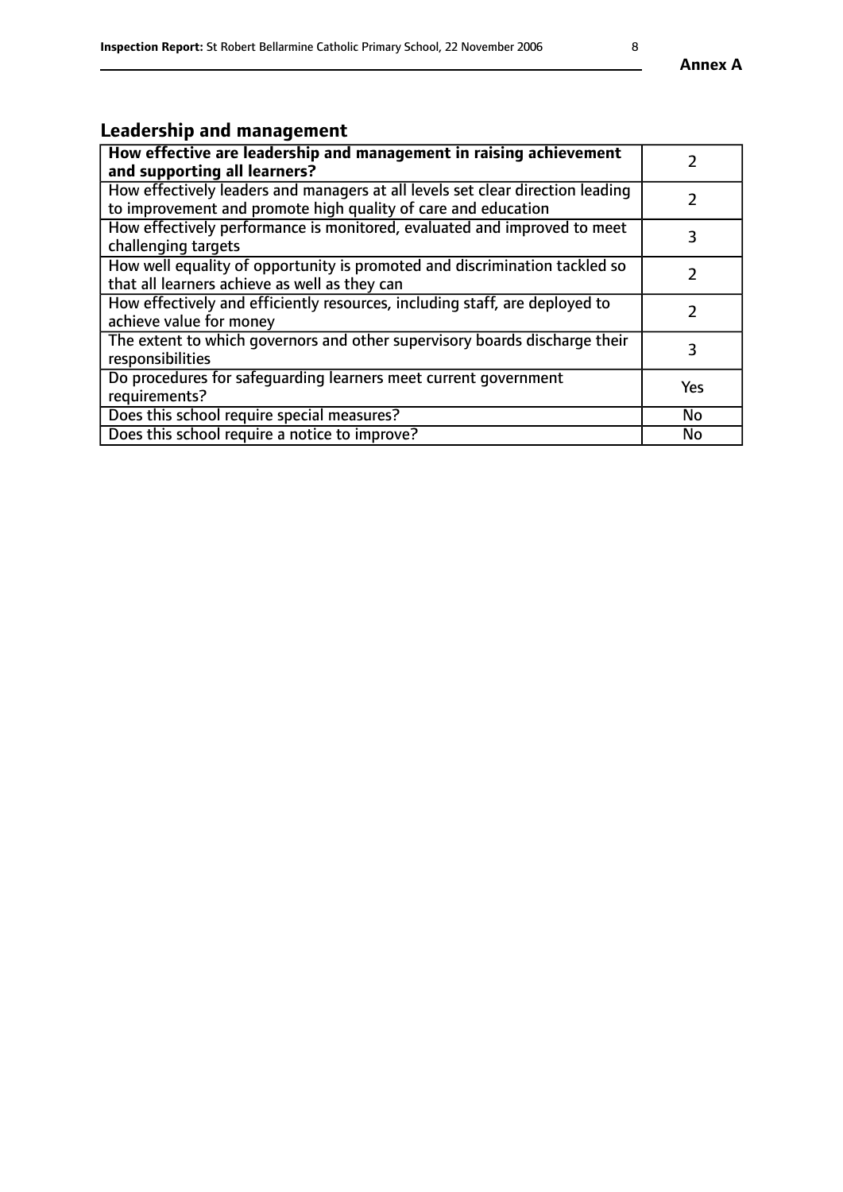## Leadership and management

| **How effective are leadership and management in raising achievement and supporting all learners?** | 2 |
|---|---|
| How effectively leaders and managers at all levels set clear direction leading to improvement and promote high quality of care and education | 2 |
| How effectively performance is monitored, evaluated and improved to meet challenging targets | 3 |
| How well equality of opportunity is promoted and discrimination tackled so that all learners achieve as well as they can | 2 |
| How effectively and efficiently resources, including staff, are deployed to achieve value for money | 2 |
| The extent to which governors and other supervisory boards discharge their responsibilities | 3 |
| Do procedures for safeguarding learners meet current government requirements? | Yes |
| Does this school require special measures? | No |
| Does this school require a notice to improve? | No |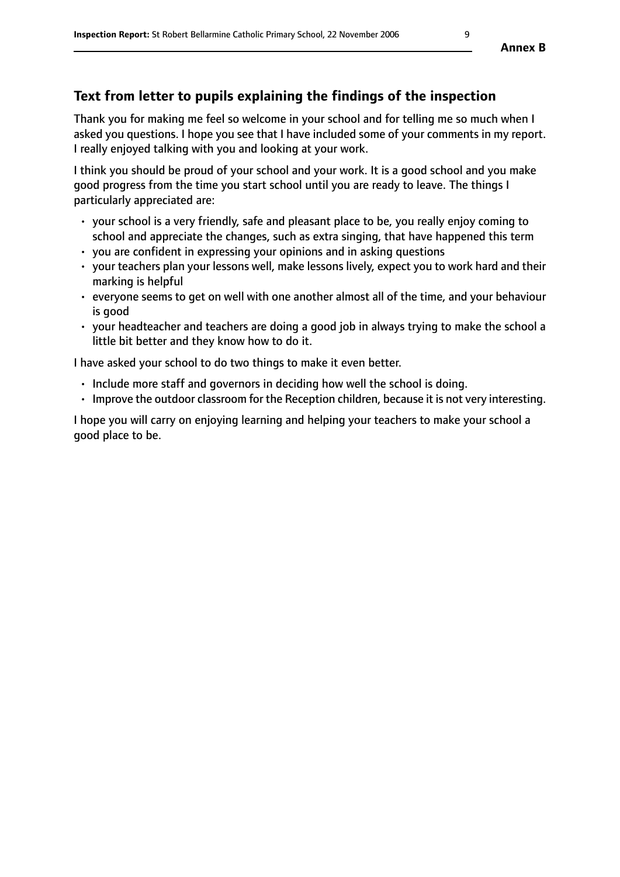## Text from letter to pupils explaining the findings of the inspection

Thank you for making me feel so welcome in your school and for telling me so much when I asked you questions. I hope you see that I have included some of your comments in my report. I really enjoyed talking with you and looking at your work.

I think you should be proud of your school and your work. It is a good school and you make good progress from the time you start school until you are ready to leave. The things I particularly appreciated are:

- your school is a very friendly, safe and pleasant place to be, you really enjoy coming to school and appreciate the changes, such as extra singing, that have happened this term
- you are confident in expressing your opinions and in asking questions
- your teachers plan your lessons well, make lessons lively, expect you to work hard and their marking is helpful
- everyone seems to get on well with one another almost all of the time, and your behaviour is good
- your headteacher and teachers are doing a good job in always trying to make the school a little bit better and they know how to do it.

I have asked your school to do two things to make it even better.

- Include more staff and governors in deciding how well the school is doing.
- Improve the outdoor classroom for the Reception children, because it is not very interesting.

I hope you will carry on enjoying learning and helping your teachers to make your school a good place to be.